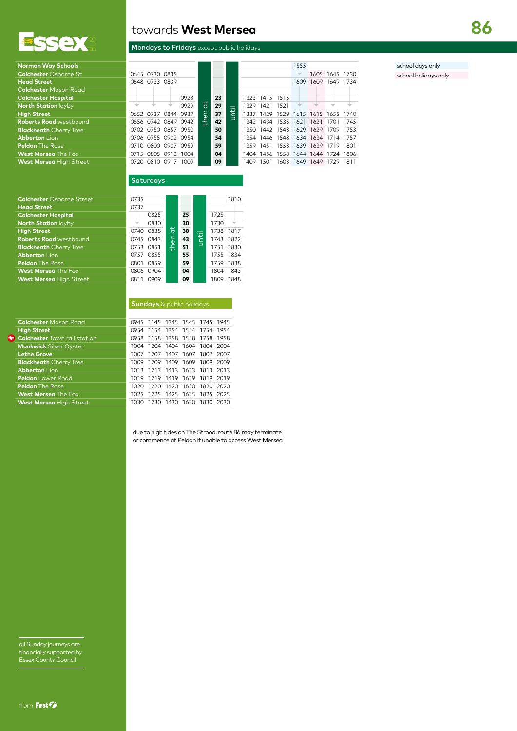# towards **West Mersea** — 86

Essex BUS

## Mondays to Fridays except public holidays

| Stop | | | | | | | | | | | | | | |
|---|---|---|---|---|---|---|---|---|---|---|---|---|---|---|
| **Norman Way Schools** | | | | | | | | | | | 1555 | | | |
| **Colchester** Osborne St | 0645 | 0730 | 0835 | | | | | | | | ↓ | 1605 | 1645 | 1730 |
| **Head Street** | 0648 | 0733 | 0839 | | | | | | | | 1609 | 1609 | 1649 | 1734 |
| **Colchester** Mason Road | | | | | | | | | | | | | | |
| **Colchester Hospital** | | | | 0923 | then at | 23 | until | 1323 | 1415 | 1515 | | | | |
| **North Station** layby | ↓ | ↓ | ↓ | 0929 | | 29 | | 1329 | 1421 | 1521 | ↓ | ↓ | ↓ | ↓ |
| **High Street** | 0652 | 0737 | 0844 | 0937 | | 37 | | 1337 | 1429 | 1529 | 1615 | 1615 | 1655 | 1740 |
| **Roberts Road** westbound | 0656 | 0742 | 0849 | 0942 | | 42 | | 1342 | 1434 | 1535 | 1621 | 1621 | 1701 | 1745 |
| **Blackheath** Cherry Tree | 0702 | 0750 | 0857 | 0950 | | 50 | | 1350 | 1442 | 1543 | 1629 | 1629 | 1709 | 1753 |
| **Abberton** Lion | 0706 | 0755 | 0902 | 0954 | | 54 | | 1354 | 1446 | 1548 | 1634 | 1634 | 1714 | 1757 |
| **Peldon** The Rose | 0710 | 0800 | 0907 | 0959 | | 59 | | 1359 | 1451 | 1553 | 1639 | 1639 | 1719 | 1801 |
| **West Mersea** The Fox | 0715 | 0805 | 0912 | 1004 | | 04 | | 1404 | 1456 | 1558 | 1644 | 1644 | 1724 | 1806 |
| **West Mersea** High Street | 0720 | 0810 | 0917 | 1009 | | 09 | | 1409 | 1501 | 1603 | 1649 | 1649 | 1729 | 1811 |

school days only: 1555 column (Norman Way Schools departure)
school holidays only: 1605 column

## Saturdays

| Stop | | | | | | | |
|---|---|---|---|---|---|---|---|
| **Colchester** Osborne Street | 0735 | | | | | | 1810 |
| **Head Street** | 0737 | | | | | | |
| **Colchester Hospital** | | 0825 | then at | 25 | until | 1725 | |
| **North Station** layby | ↓ | 0830 | | 30 | | 1730 | ↓ |
| **High Street** | 0740 | 0838 | | 38 | | 1738 | 1817 |
| **Roberts Road** westbound | 0745 | 0843 | | 43 | | 1743 | 1822 |
| **Blackheath** Cherry Tree | 0753 | 0851 | | 51 | | 1751 | 1830 |
| **Abberton** Lion | 0757 | 0855 | | 55 | | 1755 | 1834 |
| **Peldon** The Rose | 0801 | 0859 | | 59 | | 1759 | 1838 |
| **West Mersea** The Fox | 0806 | 0904 | | 04 | | 1804 | 1843 |
| **West Mersea** High Street | 0811 | 0909 | | 09 | | 1809 | 1848 |

## Sundays & public holidays

| Stop | | | | | | |
|---|---|---|---|---|---|---|
| **Colchester** Mason Road | 0945 | 1145 | 1345 | 1545 | 1745 | 1945 |
| **High Street** | 0954 | 1154 | 1354 | 1554 | 1754 | 1954 |
| **Colchester** Town rail station | 0958 | 1158 | 1358 | 1558 | 1758 | 1958 |
| **Monkwick** Silver Oyster | 1004 | 1204 | 1404 | 1604 | 1804 | 2004 |
| **Lethe Grove** | 1007 | 1207 | 1407 | 1607 | 1807 | 2007 |
| **Blackheath** Cherry Tree | 1009 | 1209 | 1409 | 1609 | 1809 | 2009 |
| **Abberton** Lion | 1013 | 1213 | 1413 | 1613 | 1813 | 2013 |
| **Peldon** Lower Road | 1019 | 1219 | 1419 | 1619 | 1819 | 2019 |
| **Peldon** The Rose | 1020 | 1220 | 1420 | 1620 | 1820 | 2020 |
| **West Mersea** The Fox | 1025 | 1225 | 1425 | 1625 | 1825 | 2025 |
| **West Mersea** High Street | 1030 | 1230 | 1430 | 1630 | 1830 | 2030 |

due to high tides on The Strood, route 86 may terminate or commence at Peldon if unable to access West Mersea

all Sunday journeys are financially supported by Essex County Council

from First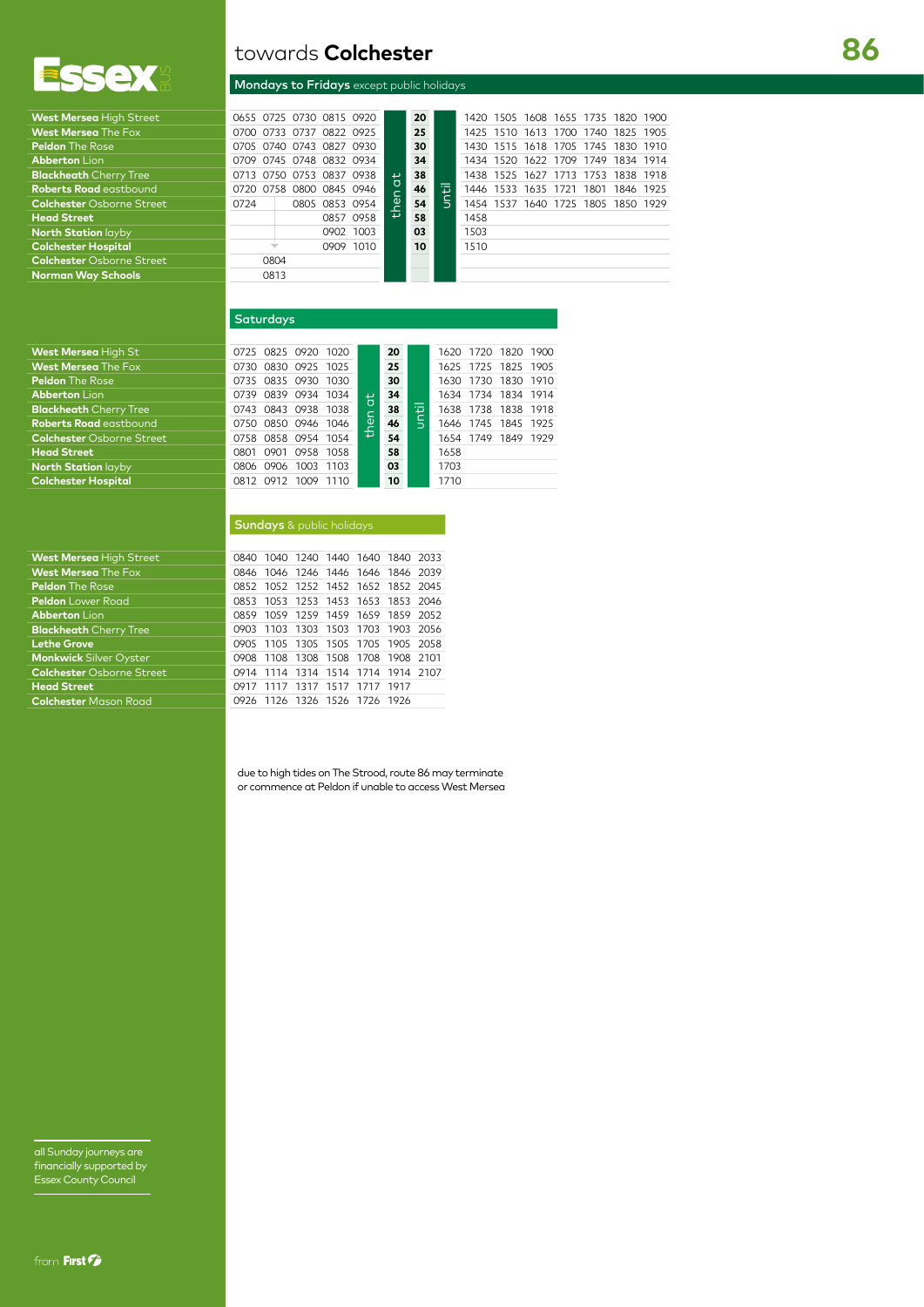# towards **Colchester** 86

## Mondays to Fridays except public holidays

| | | | | | | | | | | | | | | | |
|---|---|---|---|---|---|---|---|---|---|---|---|---|---|---|---|
| **West Mersea** High Street | 0655 | 0725 | 0730 | 0815 | 0920 | then at | **20** | until | 1420 | 1505 | 1608 | 1655 | 1735 | 1820 | 1900 |
| **West Mersea** The Fox | 0700 | 0733 | 0737 | 0822 | 0925 | | **25** | | 1425 | 1510 | 1613 | 1700 | 1740 | 1825 | 1905 |
| **Peldon** The Rose | 0705 | 0740 | 0743 | 0827 | 0930 | | **30** | | 1430 | 1515 | 1618 | 1705 | 1745 | 1830 | 1910 |
| **Abberton** Lion | 0709 | 0745 | 0748 | 0832 | 0934 | | **34** | | 1434 | 1520 | 1622 | 1709 | 1749 | 1834 | 1914 |
| **Blackheath** Cherry Tree | 0713 | 0750 | 0753 | 0837 | 0938 | | **38** | | 1438 | 1525 | 1627 | 1713 | 1753 | 1838 | 1918 |
| **Roberts Road** eastbound | 0720 | 0758 | 0800 | 0845 | 0946 | | **46** | | 1446 | 1533 | 1635 | 1721 | 1801 | 1846 | 1925 |
| **Colchester** Osborne Street | 0724 | ↓ | 0805 | 0853 | 0954 | | **54** | | 1454 | 1537 | 1640 | 1725 | 1805 | 1850 | 1929 |
| **Head Street** | | ↓ | | 0857 | 0958 | | **58** | | 1458 | | | | | | |
| **North Station** layby | | ↓ | | 0902 | 1003 | | **03** | | 1503 | | | | | | |
| **Colchester Hospital** | | ↓ | | 0909 | 1010 | | **10** | | 1510 | | | | | | |
| **Colchester** Osborne Street | | 0804 | | | | | | | | | | | | | |
| **Norman Way Schools** | | 0813 | | | | | | | | | | | | | |

## Saturdays

| | | | | | | | | | | | | |
|---|---|---|---|---|---|---|---|---|---|---|---|---|
| **West Mersea** High St | 0725 | 0825 | 0920 | 1020 | then at | **20** | until | 1620 | 1720 | 1820 | 1900 |
| **West Mersea** The Fox | 0730 | 0830 | 0925 | 1025 | | **25** | | 1625 | 1725 | 1825 | 1905 |
| **Peldon** The Rose | 0735 | 0835 | 0930 | 1030 | | **30** | | 1630 | 1730 | 1830 | 1910 |
| **Abberton** Lion | 0739 | 0839 | 0934 | 1034 | | **34** | | 1634 | 1734 | 1834 | 1914 |
| **Blackheath** Cherry Tree | 0743 | 0843 | 0938 | 1038 | | **38** | | 1638 | 1738 | 1838 | 1918 |
| **Roberts Road** eastbound | 0750 | 0850 | 0946 | 1046 | | **46** | | 1646 | 1745 | 1845 | 1925 |
| **Colchester** Osborne Street | 0758 | 0858 | 0954 | 1054 | | **54** | | 1654 | 1749 | 1849 | 1929 |
| **Head Street** | 0801 | 0901 | 0958 | 1058 | | **58** | | 1658 | | | |
| **North Station** layby | 0806 | 0906 | 1003 | 1103 | | **03** | | 1703 | | | |
| **Colchester Hospital** | 0812 | 0912 | 1009 | 1110 | | **10** | | 1710 | | | |

## Sundays & public holidays

| | | | | | | | |
|---|---|---|---|---|---|---|---|
| **West Mersea** High Street | 0840 | 1040 | 1240 | 1440 | 1640 | 1840 | 2033 |
| **West Mersea** The Fox | 0846 | 1046 | 1246 | 1446 | 1646 | 1846 | 2039 |
| **Peldon** The Rose | 0852 | 1052 | 1252 | 1452 | 1652 | 1852 | 2045 |
| **Peldon** Lower Road | 0853 | 1053 | 1253 | 1453 | 1653 | 1853 | 2046 |
| **Abberton** Lion | 0859 | 1059 | 1259 | 1459 | 1659 | 1859 | 2052 |
| **Blackheath** Cherry Tree | 0903 | 1103 | 1303 | 1503 | 1703 | 1903 | 2056 |
| **Lethe Grove** | 0905 | 1105 | 1305 | 1505 | 1705 | 1905 | 2058 |
| **Monkwick** Silver Oyster | 0908 | 1108 | 1308 | 1508 | 1708 | 1908 | 2101 |
| **Colchester** Osborne Street | 0914 | 1114 | 1314 | 1514 | 1714 | 1914 | 2107 |
| **Head Street** | 0917 | 1117 | 1317 | 1517 | 1717 | 1917 | |
| **Colchester** Mason Road | 0926 | 1126 | 1326 | 1526 | 1726 | 1926 | |

due to high tides on The Strood, route 86 may terminate or commence at Peldon if unable to access West Mersea

all Sunday journeys are financially supported by Essex County Council

from First